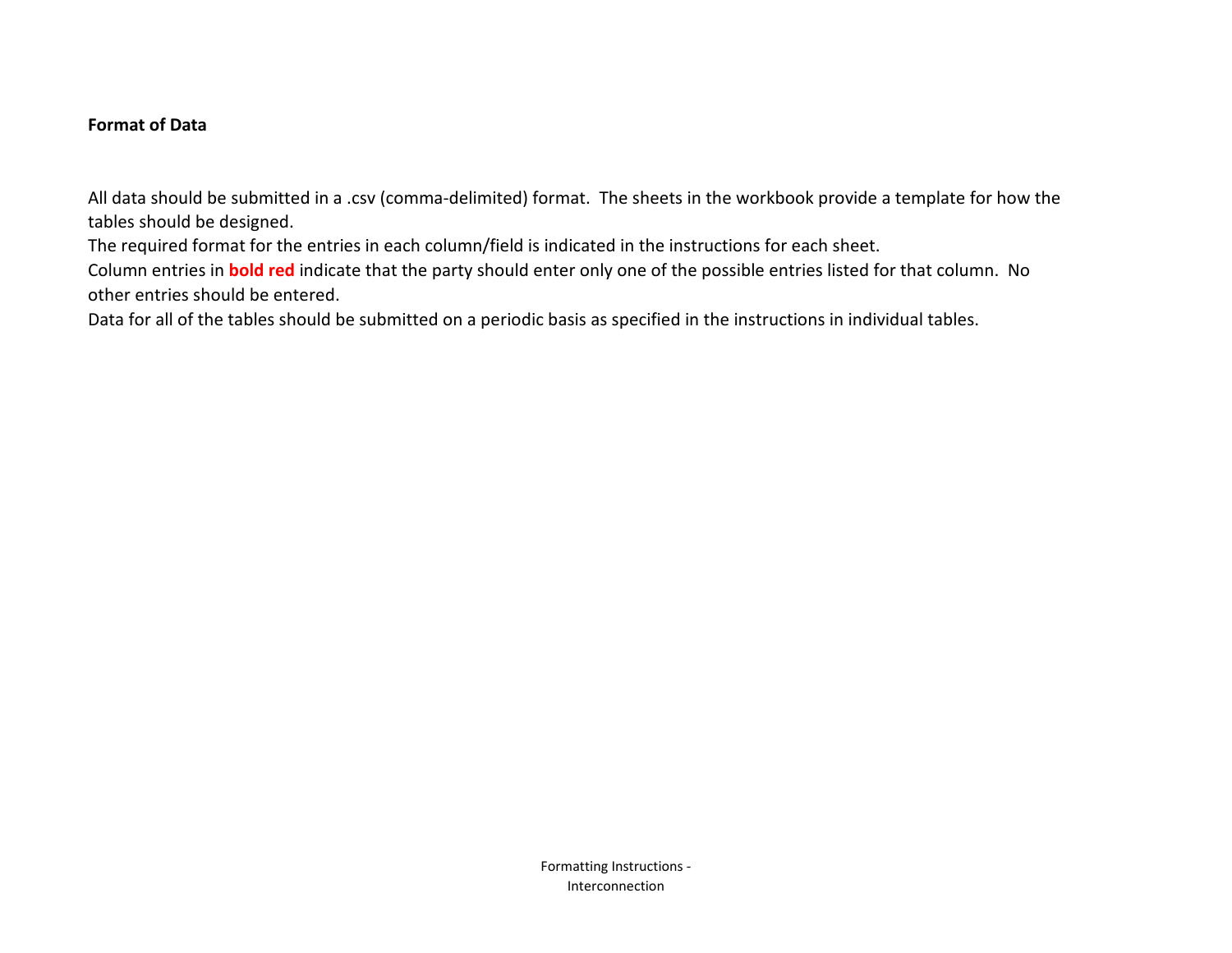**Format of Data**

All data should be submitted in a .csv (comma-delimited) format. The sheets in the workbook provide a template for how the tables should be designed.

The required format for the entries in each column/field is indicated in the instructions for each sheet.

Column entries in **bold red** indicate that the party should enter only one of the possible entries listed for that column. No other entries should be entered.

Data for all of the tables should be submitted on a periodic basis as specified in the instructions in individual tables.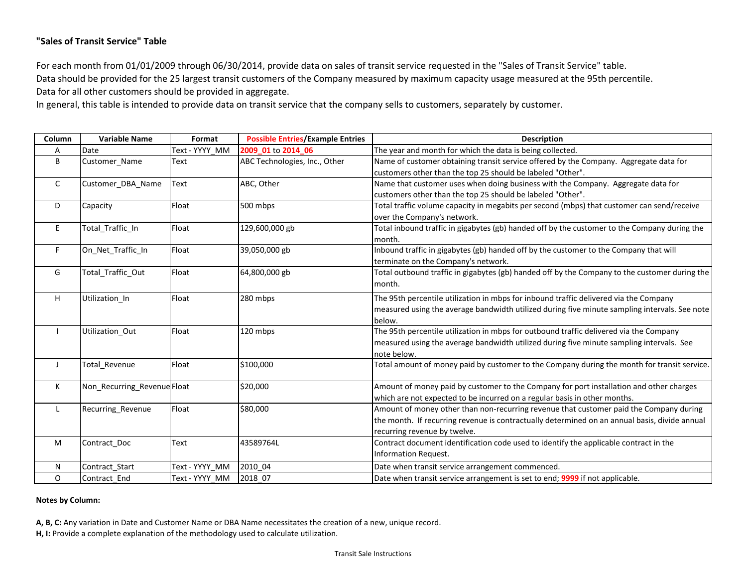**"Sales of Transit Service" Table**

For each month from 01/01/2009 through 06/30/2014, provide data on sales of transit service requested in the "Sales of Transit Service" table.
Data should be provided for the 25 largest transit customers of the Company measured by maximum capacity usage measured at the 95th percentile.
Data for all other customers should be provided in aggregate.
In general, this table is intended to provide data on transit service that the company sells to customers, separately by customer.

| Column | Variable Name | Format | Possible Entries/Example Entries | Description |
|---|---|---|---|---|
| A | Date | Text - YYYY_MM | 2009_01 to 2014_06 | The year and month for which the data is being collected. |
| B | Customer_Name | Text | ABC Technologies, Inc., Other | Name of customer obtaining transit service offered by the Company. Aggregate data for customers other than the top 25 should be labeled "Other". |
| C | Customer_DBA_Name | Text | ABC, Other | Name that customer uses when doing business with the Company. Aggregate data for customers other than the top 25 should be labeled "Other". |
| D | Capacity | Float | 500 mbps | Total traffic volume capacity in megabits per second (mbps) that customer can send/receive over the Company's network. |
| E | Total_Traffic_In | Float | 129,600,000 gb | Total inbound traffic in gigabytes (gb) handed off by the customer to the Company during the month. |
| F | On_Net_Traffic_In | Float | 39,050,000 gb | Inbound traffic in gigabytes (gb) handed off by the customer to the Company that will terminate on the Company's network. |
| G | Total_Traffic_Out | Float | 64,800,000 gb | Total outbound traffic in gigabytes (gb) handed off by the Company to the customer during the month. |
| H | Utilization_In | Float | 280 mbps | The 95th percentile utilization in mbps for inbound traffic delivered via the Company measured using the average bandwidth utilized during five minute sampling intervals. See note below. |
| I | Utilization_Out | Float | 120 mbps | The 95th percentile utilization in mbps for outbound traffic delivered via the Company measured using the average bandwidth utilized during five minute sampling intervals. See note below. |
| J | Total_Revenue | Float | $100,000 | Total amount of money paid by customer to the Company during the month for transit service. |
| K | Non_Recurring_Revenue | Float | $20,000 | Amount of money paid by customer to the Company for port installation and other charges which are not expected to be incurred on a regular basis in other months. |
| L | Recurring_Revenue | Float | $80,000 | Amount of money other than non-recurring revenue that customer paid the Company during the month. If recurring revenue is contractually determined on an annual basis, divide annual recurring revenue by twelve. |
| M | Contract_Doc | Text | 43589764L | Contract document identification code used to identify the applicable contract in the Information Request. |
| N | Contract_Start | Text - YYYY_MM | 2010_04 | Date when transit service arrangement commenced. |
| O | Contract_End | Text - YYYY_MM | 2018_07 | Date when transit service arrangement is set to end; 9999 if not applicable. |

**Notes by Column:**

**A, B, C:** Any variation in Date and Customer Name or DBA Name necessitates the creation of a new, unique record.
**H, I:** Provide a complete explanation of the methodology used to calculate utilization.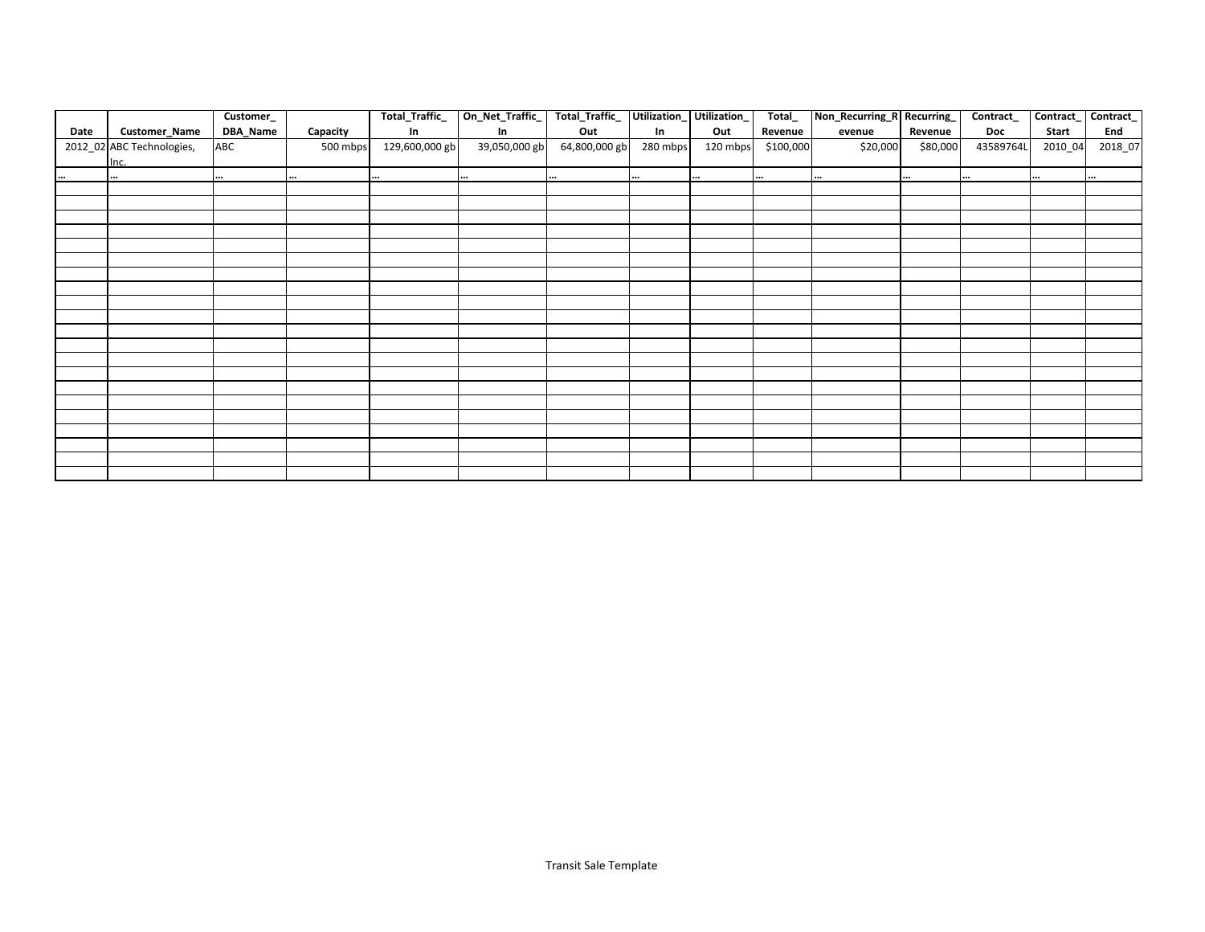| Date | Customer_Name | Customer_DBA_Name | Capacity | Total_Traffic_In | On_Net_Traffic_In | Total_Traffic_Out | Utilization_In | Utilization_Out | Total_Revenue | Non_Recurring_Revenue | Recurring_Revenue | Contract_Doc | Contract_Start | Contract_End |
|---|---|---|---|---|---|---|---|---|---|---|---|---|---|---|
| 2012_02 | ABC Technologies, Inc. | ABC | 500 mbps | 129,600,000 gb | 39,050,000 gb | 64,800,000 gb | 280 mbps | 120 mbps | $100,000 | $20,000 | $80,000 | 43589764L | 2010_04 | 2018_07 |
| … | … | … | … | … | … | … | … | … | … | … | … | … | … | … |
| | | | | | | | | | | | | | | |
| | | | | | | | | | | | | | | |
| | | | | | | | | | | | | | | |
| | | | | | | | | | | | | | | |
| | | | | | | | | | | | | | | |
| | | | | | | | | | | | | | | |
| | | | | | | | | | | | | | | |
| | | | | | | | | | | | | | | |
| | | | | | | | | | | | | | | |
| | | | | | | | | | | | | | | |
| | | | | | | | | | | | | | | |
| | | | | | | | | | | | | | | |
| | | | | | | | | | | | | | | |
| | | | | | | | | | | | | | | |
| | | | | | | | | | | | | | | |
| | | | | | | | | | | | | | | |
| | | | | | | | | | | | | | | |
| | | | | | | | | | | | | | | |
| | | | | | | | | | | | | | | |
| | | | | | | | | | | | | | | |
| | | | | | | | | | | | | | | |

Transit Sale Template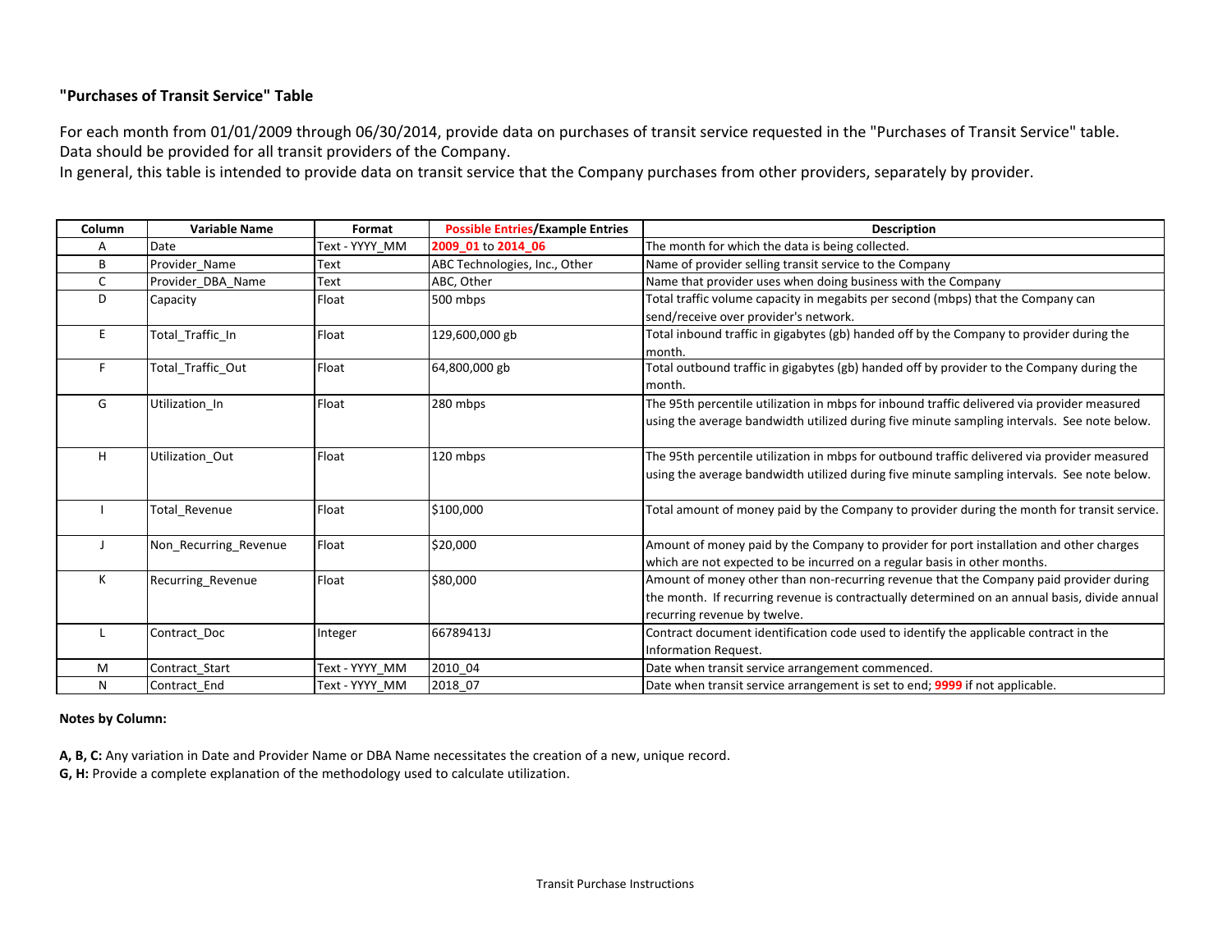**"Purchases of Transit Service" Table**

For each month from 01/01/2009 through 06/30/2014, provide data on purchases of transit service requested in the "Purchases of Transit Service" table.
Data should be provided for all transit providers of the Company.
In general, this table is intended to provide data on transit service that the Company purchases from other providers, separately by provider.

| Column | Variable Name | Format | Possible Entries/Example Entries | Description |
|---|---|---|---|---|
| A | Date | Text - YYYY_MM | 2009_01 to 2014_06 | The month for which the data is being collected. |
| B | Provider_Name | Text | ABC Technologies, Inc., Other | Name of provider selling transit service to the Company |
| C | Provider_DBA_Name | Text | ABC, Other | Name that provider uses when doing business with the Company |
| D | Capacity | Float | 500 mbps | Total traffic volume capacity in megabits per second (mbps) that the Company can send/receive over provider's network. |
| E | Total_Traffic_In | Float | 129,600,000 gb | Total inbound traffic in gigabytes (gb) handed off by the Company to provider during the month. |
| F | Total_Traffic_Out | Float | 64,800,000 gb | Total outbound traffic in gigabytes (gb) handed off by provider to the Company during the month. |
| G | Utilization_In | Float | 280 mbps | The 95th percentile utilization in mbps for inbound traffic delivered via provider measured using the average bandwidth utilized during five minute sampling intervals. See note below. |
| H | Utilization_Out | Float | 120 mbps | The 95th percentile utilization in mbps for outbound traffic delivered via provider measured using the average bandwidth utilized during five minute sampling intervals. See note below. |
| I | Total_Revenue | Float | $100,000 | Total amount of money paid by the Company to provider during the month for transit service. |
| J | Non_Recurring_Revenue | Float | $20,000 | Amount of money paid by the Company to provider for port installation and other charges which are not expected to be incurred on a regular basis in other months. |
| K | Recurring_Revenue | Float | $80,000 | Amount of money other than non-recurring revenue that the Company paid provider during the month. If recurring revenue is contractually determined on an annual basis, divide annual recurring revenue by twelve. |
| L | Contract_Doc | Integer | 66789413J | Contract document identification code used to identify the applicable contract in the Information Request. |
| M | Contract_Start | Text - YYYY_MM | 2010_04 | Date when transit service arrangement commenced. |
| N | Contract_End | Text - YYYY_MM | 2018_07 | Date when transit service arrangement is set to end; 9999 if not applicable. |

**Notes by Column:**

**A, B, C:** Any variation in Date and Provider Name or DBA Name necessitates the creation of a new, unique record.
**G, H:** Provide a complete explanation of the methodology used to calculate utilization.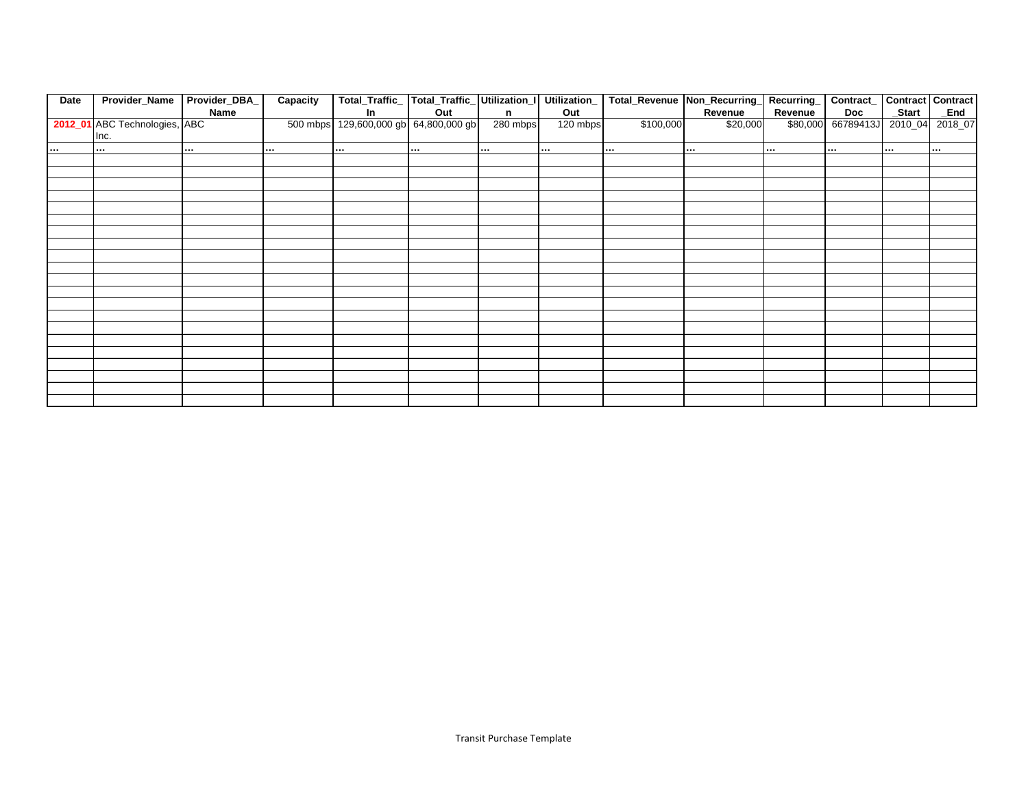| Date | Provider_Name | Provider_DBA_Name | Capacity | Total_Traffic_In | Total_Traffic_Out | Utilization_In | Utilization_Out | Total_Revenue | Non_Recurring_Revenue | Recurring_Revenue | Contract_Doc | Contract_Start | Contract_End |
|---|---|---|---|---|---|---|---|---|---|---|---|---|---|
| **2012_01** | ABC Technologies, Inc. | ABC | 500 mbps | 129,600,000 gb | 64,800,000 gb | 280 mbps | 120 mbps | $100,000 | $20,000 | $80,000 | 66789413J | 2010_04 | 2018_07 |
| ... | ... | ... | ... | ... | ... | ... | ... | ... | ... | ... | ... | ... | ... |
| | | | | | | | | | | | | | |
| | | | | | | | | | | | | | |
| | | | | | | | | | | | | | |
| | | | | | | | | | | | | | |
| | | | | | | | | | | | | | |
| | | | | | | | | | | | | | |
| | | | | | | | | | | | | | |
| | | | | | | | | | | | | | |
| | | | | | | | | | | | | | |
| | | | | | | | | | | | | | |
| | | | | | | | | | | | | | |
| | | | | | | | | | | | | | |
| | | | | | | | | | | | | | |
| | | | | | | | | | | | | | |
| | | | | | | | | | | | | | |
| | | | | | | | | | | | | | |
| | | | | | | | | | | | | | |
| | | | | | | | | | | | | | |
| | | | | | | | | | | | | | |
| | | | | | | | | | | | | | |
| | | | | | | | | | | | | | |
| | | | | | | | | | | | | | |

Transit Purchase Template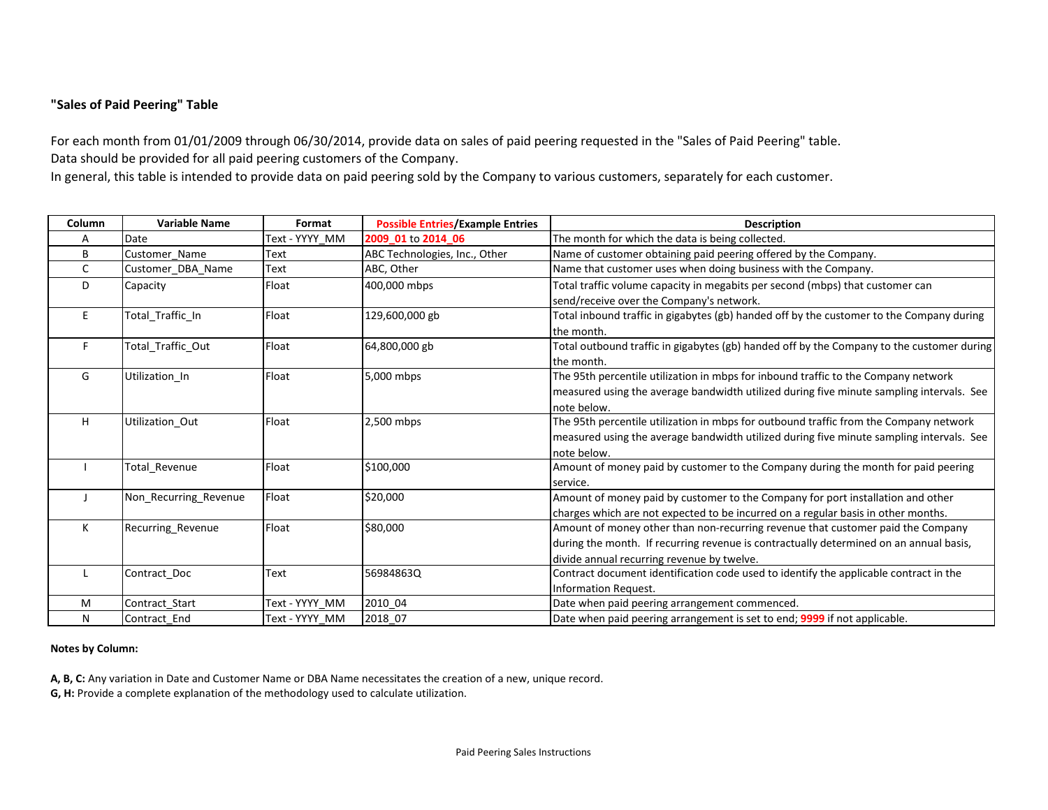**"Sales of Paid Peering" Table**

For each month from 01/01/2009 through 06/30/2014, provide data on sales of paid peering requested in the "Sales of Paid Peering" table.
Data should be provided for all paid peering customers of the Company.
In general, this table is intended to provide data on paid peering sold by the Company to various customers, separately for each customer.

| Column | Variable Name | Format | Possible Entries/Example Entries | Description |
|---|---|---|---|---|
| A | Date | Text - YYYY_MM | 2009_01 to 2014_06 | The month for which the data is being collected. |
| B | Customer_Name | Text | ABC Technologies, Inc., Other | Name of customer obtaining paid peering offered by the Company. |
| C | Customer_DBA_Name | Text | ABC, Other | Name that customer uses when doing business with the Company. |
| D | Capacity | Float | 400,000 mbps | Total traffic volume capacity in megabits per second (mbps) that customer can send/receive over the Company's network. |
| E | Total_Traffic_In | Float | 129,600,000 gb | Total inbound traffic in gigabytes (gb) handed off by the customer to the Company during the month. |
| F | Total_Traffic_Out | Float | 64,800,000 gb | Total outbound traffic in gigabytes (gb) handed off by the Company to the customer during the month. |
| G | Utilization_In | Float | 5,000 mbps | The 95th percentile utilization in mbps for inbound traffic to the Company network measured using the average bandwidth utilized during five minute sampling intervals. See note below. |
| H | Utilization_Out | Float | 2,500 mbps | The 95th percentile utilization in mbps for outbound traffic from the Company network measured using the average bandwidth utilized during five minute sampling intervals. See note below. |
| I | Total_Revenue | Float | $100,000 | Amount of money paid by customer to the Company during the month for paid peering service. |
| J | Non_Recurring_Revenue | Float | $20,000 | Amount of money paid by customer to the Company for port installation and other charges which are not expected to be incurred on a regular basis in other months. |
| K | Recurring_Revenue | Float | $80,000 | Amount of money other than non-recurring revenue that customer paid the Company during the month. If recurring revenue is contractually determined on an annual basis, divide annual recurring revenue by twelve. |
| L | Contract_Doc | Text | 56984863Q | Contract document identification code used to identify the applicable contract in the Information Request. |
| M | Contract_Start | Text - YYYY_MM | 2010_04 | Date when paid peering arrangement commenced. |
| N | Contract_End | Text - YYYY_MM | 2018_07 | Date when paid peering arrangement is set to end; 9999 if not applicable. |

**Notes by Column:**

**A, B, C:** Any variation in Date and Customer Name or DBA Name necessitates the creation of a new, unique record.
**G, H:** Provide a complete explanation of the methodology used to calculate utilization.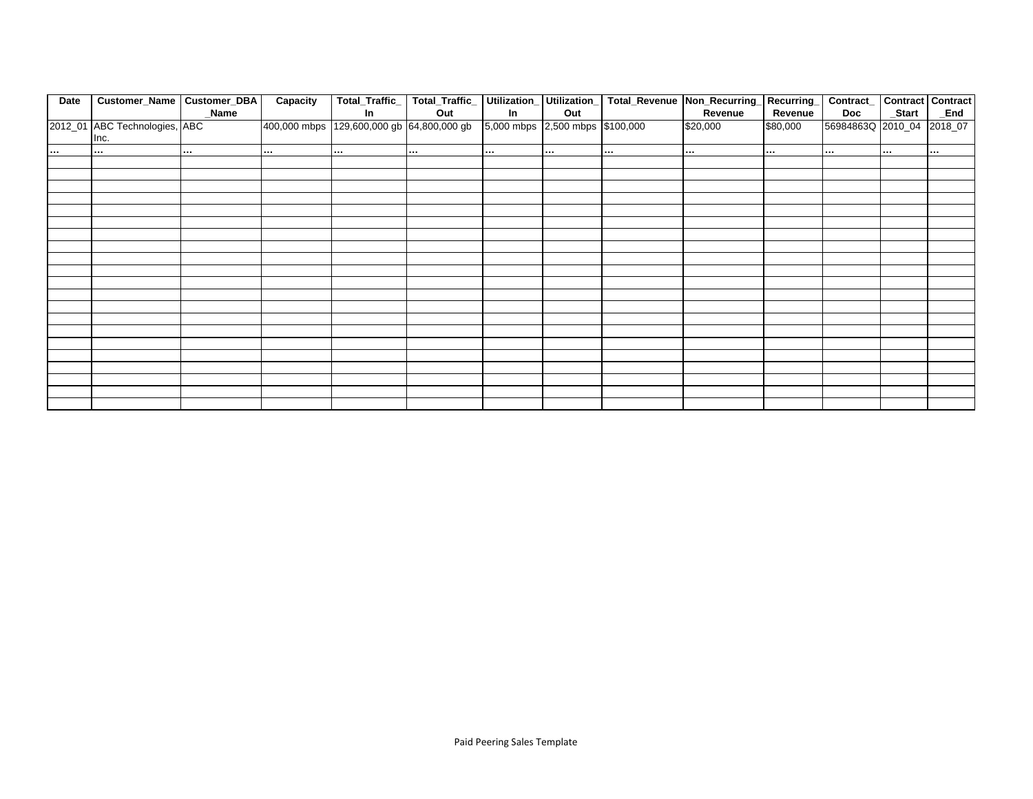| Date | Customer_Name | Customer_DBA_Name | Capacity | Total_Traffic_In | Total_Traffic_Out | Utilization_In | Utilization_Out | Total_Revenue | Non_Recurring_Revenue | Recurring_Revenue | Contract_Doc | Contract_Start | Contract_End |
|---|---|---|---|---|---|---|---|---|---|---|---|---|---|
| 2012_01 | ABC Technologies, Inc. | ABC | 400,000 mbps | 129,600,000 gb | 64,800,000 gb | 5,000 mbps | 2,500 mbps | $100,000 | $20,000 | $80,000 | 56984863Q | 2010_04 | 2018_07 |
| ... | ... | ... | ... | ... | ... | ... | ... | ... | ... | ... | ... | ... | ... |
| | | | | | | | | | | | | | |
| | | | | | | | | | | | | | |
| | | | | | | | | | | | | | |
| | | | | | | | | | | | | | |
| | | | | | | | | | | | | | |
| | | | | | | | | | | | | | |
| | | | | | | | | | | | | | |
| | | | | | | | | | | | | | |
| | | | | | | | | | | | | | |
| | | | | | | | | | | | | | |
| | | | | | | | | | | | | | |
| | | | | | | | | | | | | | |
| | | | | | | | | | | | | | |
| | | | | | | | | | | | | | |
| | | | | | | | | | | | | | |
| | | | | | | | | | | | | | |
| | | | | | | | | | | | | | |
| | | | | | | | | | | | | | |
| | | | | | | | | | | | | | |
| | | | | | | | | | | | | | |
| | | | | | | | | | | | | | |

Paid Peering Sales Template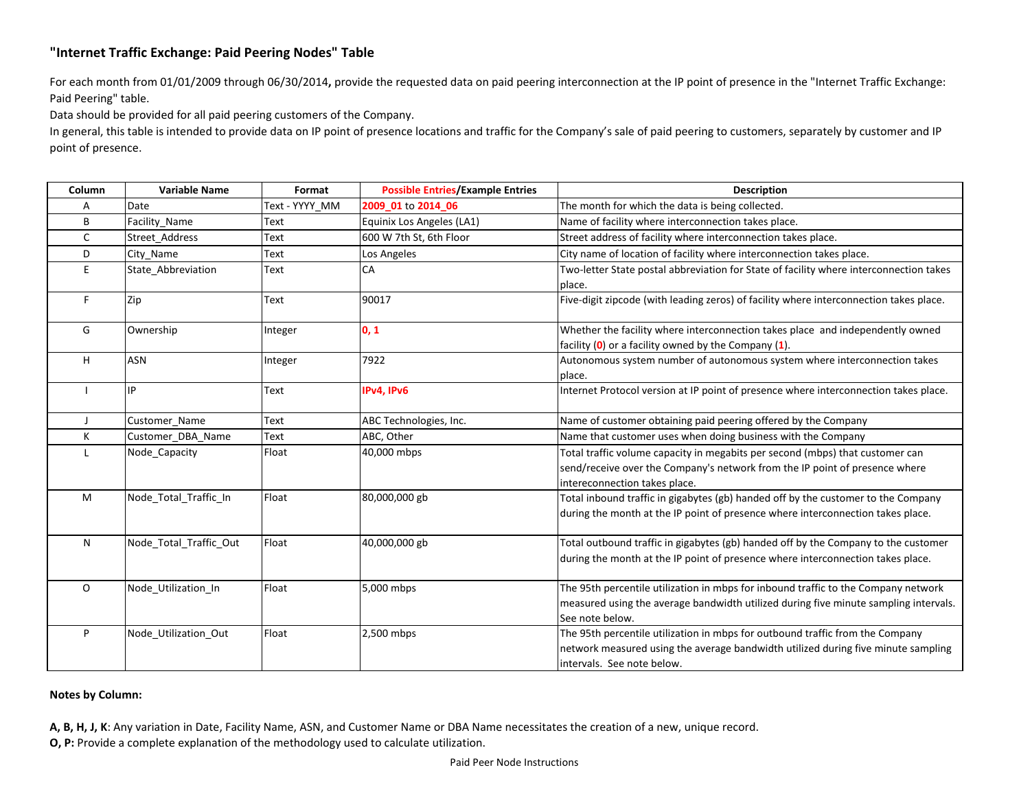## "Internet Traffic Exchange: Paid Peering Nodes" Table

For each month from 01/01/2009 through 06/30/2014**,** provide the requested data on paid peering interconnection at the IP point of presence in the "Internet Traffic Exchange: Paid Peering" table.
Data should be provided for all paid peering customers of the Company.
In general, this table is intended to provide data on IP point of presence locations and traffic for the Company's sale of paid peering to customers, separately by customer and IP point of presence.

| Column | Variable Name | Format | Possible Entries/Example Entries | Description |
|---|---|---|---|---|
| A | Date | Text - YYYY_MM | 2009_01 to 2014_06 | The month for which the data is being collected. |
| B | Facility_Name | Text | Equinix Los Angeles (LA1) | Name of facility where interconnection takes place. |
| C | Street_Address | Text | 600 W 7th St, 6th Floor | Street address of facility where interconnection takes place. |
| D | City_Name | Text | Los Angeles | City name of location of facility where interconnection takes place. |
| E | State_Abbreviation | Text | CA | Two-letter State postal abbreviation for State of facility where interconnection takes place. |
| F | Zip | Text | 90017 | Five-digit zipcode (with leading zeros) of facility where interconnection takes place. |
| G | Ownership | Integer | 0, 1 | Whether the facility where interconnection takes place and independently owned facility (0) or a facility owned by the Company (1). |
| H | ASN | Integer | 7922 | Autonomous system number of autonomous system where interconnection takes place. |
| I | IP | Text | IPv4, IPv6 | Internet Protocol version at IP point of presence where interconnection takes place. |
| J | Customer_Name | Text | ABC Technologies, Inc. | Name of customer obtaining paid peering offered by the Company |
| K | Customer_DBA_Name | Text | ABC, Other | Name that customer uses when doing business with the Company |
| L | Node_Capacity | Float | 40,000 mbps | Total traffic volume capacity in megabits per second (mbps) that customer can send/receive over the Company's network from the IP point of presence where intereconnection takes place. |
| M | Node_Total_Traffic_In | Float | 80,000,000 gb | Total inbound traffic in gigabytes (gb) handed off by the customer to the Company during the month at the IP point of presence where interconnection takes place. |
| N | Node_Total_Traffic_Out | Float | 40,000,000 gb | Total outbound traffic in gigabytes (gb) handed off by the Company to the customer during the month at the IP point of presence where interconnection takes place. |
| O | Node_Utilization_In | Float | 5,000 mbps | The 95th percentile utilization in mbps for inbound traffic to the Company network measured using the average bandwidth utilized during five minute sampling intervals. See note below. |
| P | Node_Utilization_Out | Float | 2,500 mbps | The 95th percentile utilization in mbps for outbound traffic from the Company network measured using the average bandwidth utilized during five minute sampling intervals. See note below. |

**Notes by Column:**

**A, B, H, J, K**: Any variation in Date, Facility Name, ASN, and Customer Name or DBA Name necessitates the creation of a new, unique record.
**O, P:** Provide a complete explanation of the methodology used to calculate utilization.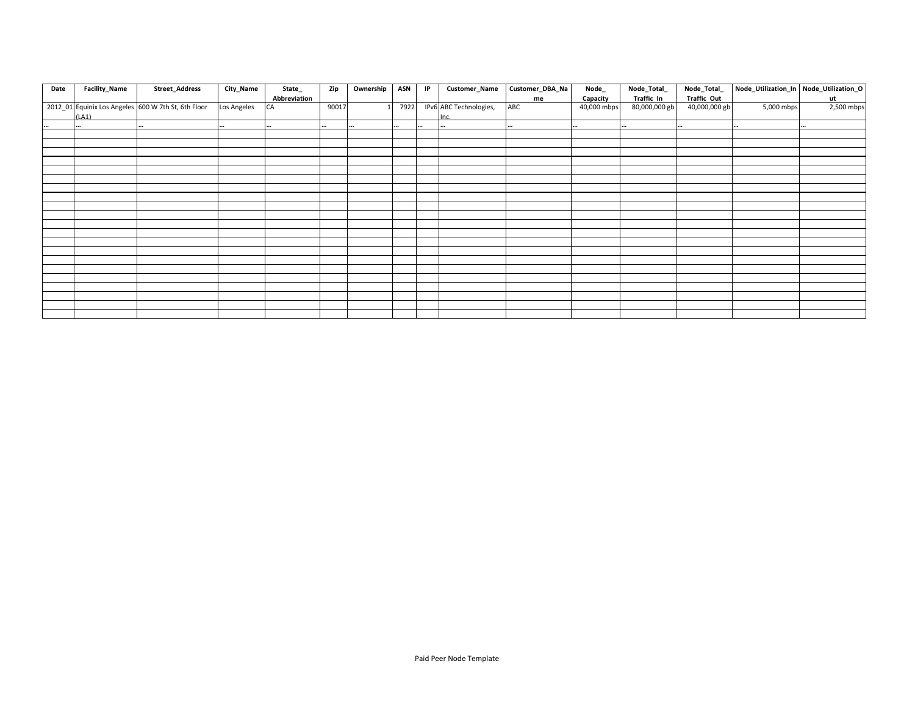| Date | Facility_Name | Street_Address | City_Name | State_ Abbreviation | Zip | Ownership | ASN | IP | Customer_Name | Customer_DBA_Name | Node_ Capacity | Node_Total_ Traffic_In | Node_Total_ Traffic_Out | Node_Utilization_In | Node_Utilization_Out |
|---|---|---|---|---|---|---|---|---|---|---|---|---|---|---|---|
| 2012_01 | Equinix Los Angeles (LA1) | 600 W 7th St, 6th Floor | Los Angeles | CA | 90017 | 1 | 7922 | IPv6 | ABC Technologies, Inc. | ABC | 40,000 mbps | 80,000,000 gb | 40,000,000 gb | 5,000 mbps | 2,500 mbps |
| ... | ... | ... | ... | ... | ... | ... | ... | ... | ... | ... | ... | ... | ... | ... | ... |
| | | | | | | | | | | | | | | | |
| | | | | | | | | | | | | | | | |
| | | | | | | | | | | | | | | | |
| | | | | | | | | | | | | | | | |
| | | | | | | | | | | | | | | | |
| | | | | | | | | | | | | | | | |
| | | | | | | | | | | | | | | | |
| | | | | | | | | | | | | | | | |
| | | | | | | | | | | | | | | | |
| | | | | | | | | | | | | | | | |
| | | | | | | | | | | | | | | | |
| | | | | | | | | | | | | | | | |
| | | | | | | | | | | | | | | | |
| | | | | | | | | | | | | | | | |
| | | | | | | | | | | | | | | | |
| | | | | | | | | | | | | | | | |
| | | | | | | | | | | | | | | | |
| | | | | | | | | | | | | | | | |
| | | | | | | | | | | | | | | | |
| | | | | | | | | | | | | | | | |
| | | | | | | | | | | | | | | | |

Paid Peer Node Template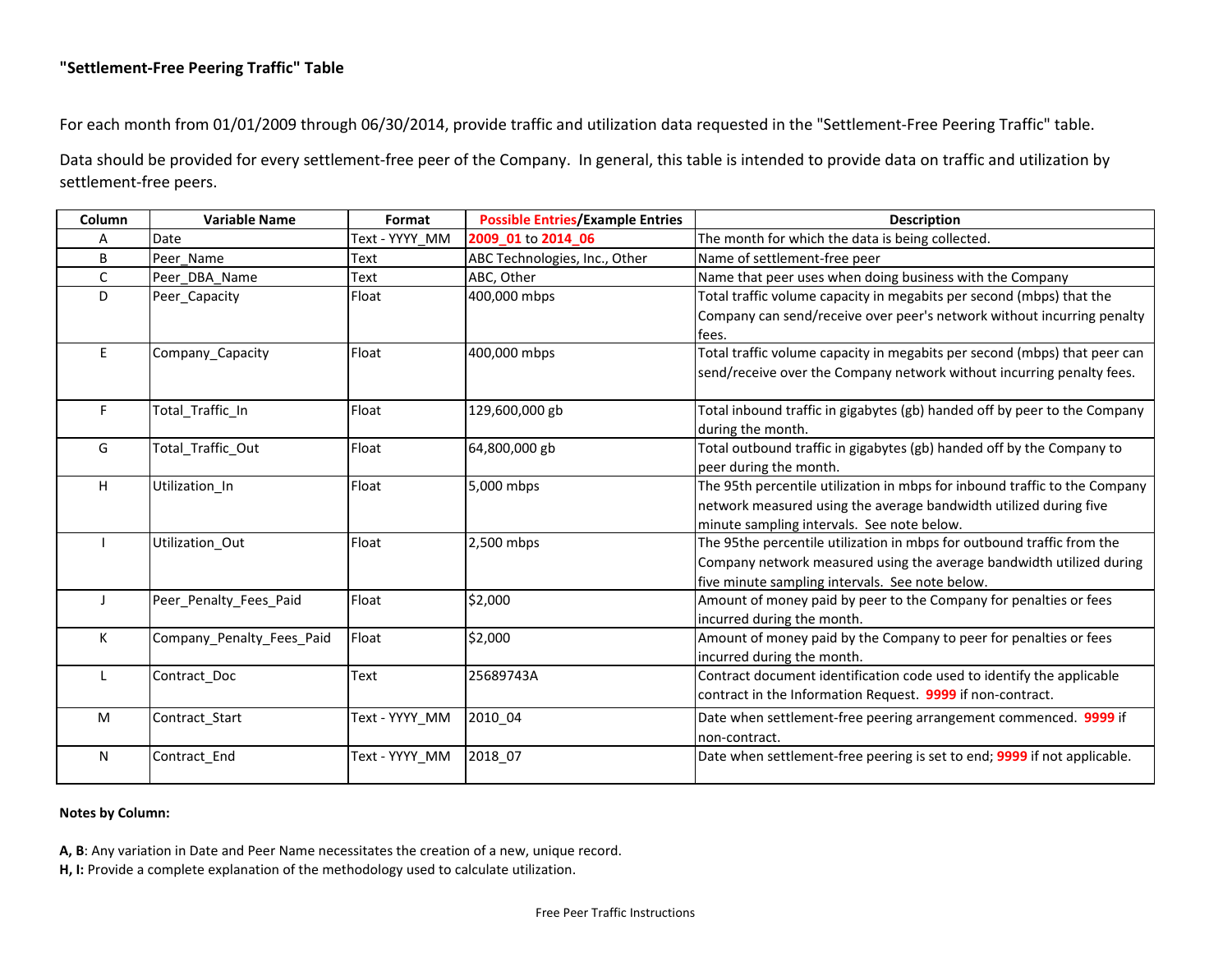### "Settlement-Free Peering Traffic" Table

For each month from 01/01/2009 through 06/30/2014, provide traffic and utilization data requested in the "Settlement-Free Peering Traffic" table.

Data should be provided for every settlement-free peer of the Company. In general, this table is intended to provide data on traffic and utilization by settlement-free peers.

| Column | Variable Name | Format | Possible Entries/Example Entries | Description |
|---|---|---|---|---|
| A | Date | Text - YYYY_MM | 2009_01 to 2014_06 | The month for which the data is being collected. |
| B | Peer_Name | Text | ABC Technologies, Inc., Other | Name of settlement-free peer |
| C | Peer_DBA_Name | Text | ABC, Other | Name that peer uses when doing business with the Company |
| D | Peer_Capacity | Float | 400,000 mbps | Total traffic volume capacity in megabits per second (mbps) that the Company can send/receive over peer's network without incurring penalty fees. |
| E | Company_Capacity | Float | 400,000 mbps | Total traffic volume capacity in megabits per second (mbps) that peer can send/receive over the Company network without incurring penalty fees. |
| F | Total_Traffic_In | Float | 129,600,000 gb | Total inbound traffic in gigabytes (gb) handed off by peer to the Company during the month. |
| G | Total_Traffic_Out | Float | 64,800,000 gb | Total outbound traffic in gigabytes (gb) handed off by the Company to peer during the month. |
| H | Utilization_In | Float | 5,000 mbps | The 95th percentile utilization in mbps for inbound traffic to the Company network measured using the average bandwidth utilized during five minute sampling intervals. See note below. |
| I | Utilization_Out | Float | 2,500 mbps | The 95the percentile utilization in mbps for outbound traffic from the Company network measured using the average bandwidth utilized during five minute sampling intervals. See note below. |
| J | Peer_Penalty_Fees_Paid | Float | $2,000 | Amount of money paid by peer to the Company for penalties or fees incurred during the month. |
| K | Company_Penalty_Fees_Paid | Float | $2,000 | Amount of money paid by the Company to peer for penalties or fees incurred during the month. |
| L | Contract_Doc | Text | 25689743A | Contract document identification code used to identify the applicable contract in the Information Request. **9999** if non-contract. |
| M | Contract_Start | Text - YYYY_MM | 2010_04 | Date when settlement-free peering arrangement commenced. **9999** if non-contract. |
| N | Contract_End | Text - YYYY_MM | 2018_07 | Date when settlement-free peering is set to end; **9999** if not applicable. |

**Notes by Column:**

**A, B**: Any variation in Date and Peer Name necessitates the creation of a new, unique record.
**H, I:** Provide a complete explanation of the methodology used to calculate utilization.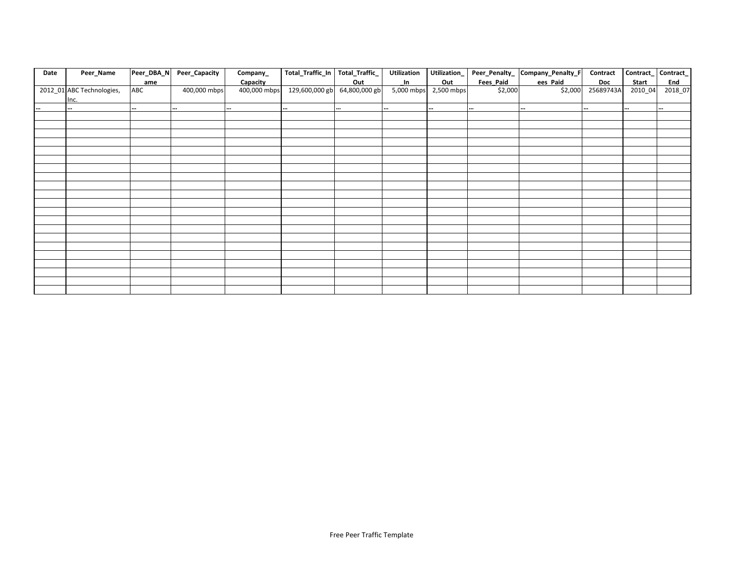| Date | Peer_Name | Peer_DBA_Name | Peer_Capacity | Company_Capacity | Total_Traffic_In | Total_Traffic_Out | Utilization_In | Utilization_Out | Peer_Penalty_Fees_Paid | Company_Penalty_Fees_Paid | Contract Doc | Contract_Start | Contract_End |
|---|---|---|---|---|---|---|---|---|---|---|---|---|---|
| 2012_01 | ABC Technologies, Inc. | ABC | 400,000 mbps | 400,000 mbps | 129,600,000 gb | 64,800,000 gb | 5,000 mbps | 2,500 mbps | $2,000 | $2,000 | 25689743A | 2010_04 | 2018_07 |
| … | … | … | … | … | … | … | … | … | … | … | … | … | … |
| | | | | | | | | | | | | | |
| | | | | | | | | | | | | | |
| | | | | | | | | | | | | | |
| | | | | | | | | | | | | | |
| | | | | | | | | | | | | | |
| | | | | | | | | | | | | | |
| | | | | | | | | | | | | | |
| | | | | | | | | | | | | | |
| | | | | | | | | | | | | | |
| | | | | | | | | | | | | | |
| | | | | | | | | | | | | | |
| | | | | | | | | | | | | | |
| | | | | | | | | | | | | | |
| | | | | | | | | | | | | | |
| | | | | | | | | | | | | | |
| | | | | | | | | | | | | | |
| | | | | | | | | | | | | | |
| | | | | | | | | | | | | | |
| | | | | | | | | | | | | | |
| | | | | | | | | | | | | | |

Free Peer Traffic Template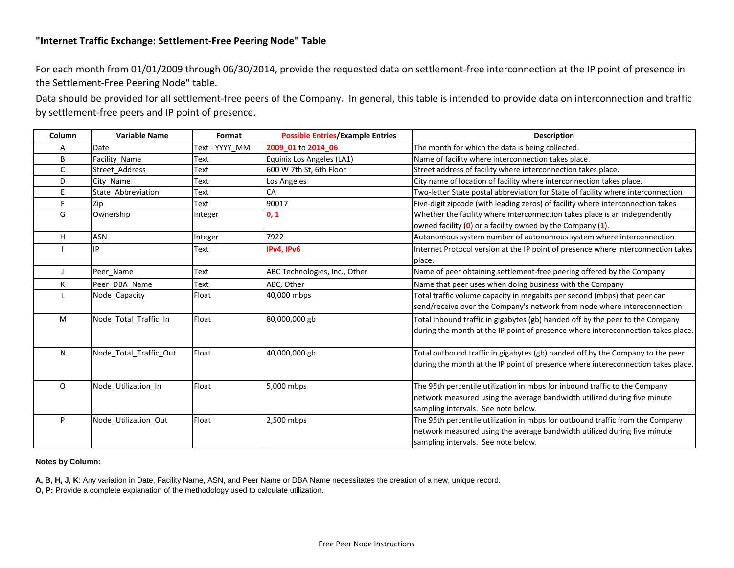### "Internet Traffic Exchange: Settlement-Free Peering Node" Table

For each month from 01/01/2009 through 06/30/2014, provide the requested data on settlement-free interconnection at the IP point of presence in the Settlement-Free Peering Node" table.

Data should be provided for all settlement-free peers of the Company. In general, this table is intended to provide data on interconnection and traffic by settlement-free peers and IP point of presence.

| Column | Variable Name | Format | Possible Entries/Example Entries | Description |
|---|---|---|---|---|
| A | Date | Text - YYYY_MM | 2009_01 to 2014_06 | The month for which the data is being collected. |
| B | Facility_Name | Text | Equinix Los Angeles (LA1) | Name of facility where interconnection takes place. |
| C | Street_Address | Text | 600 W 7th St, 6th Floor | Street address of facility where interconnection takes place. |
| D | City_Name | Text | Los Angeles | City name of location of facility where interconnection takes place. |
| E | State_Abbreviation | Text | CA | Two-letter State postal abbreviation for State of facility where interconnection |
| F | Zip | Text | 90017 | Five-digit zipcode (with leading zeros) of facility where interconnection takes |
| G | Ownership | Integer | 0, 1 | Whether the facility where interconnection takes place is an independently owned facility (0) or a facility owned by the Company (1). |
| H | ASN | Integer | 7922 | Autonomous system number of autonomous system where interconnection |
| I | IP | Text | IPv4, IPv6 | Internet Protocol version at the IP point of presence where interconnection takes place. |
| J | Peer_Name | Text | ABC Technologies, Inc., Other | Name of peer obtaining settlement-free peering offered by the Company |
| K | Peer_DBA_Name | Text | ABC, Other | Name that peer uses when doing business with the Company |
| L | Node_Capacity | Float | 40,000 mbps | Total traffic volume capacity in megabits per second (mbps) that peer can send/receive over the Company's network from node where intereconnection |
| M | Node_Total_Traffic_In | Float | 80,000,000 gb | Total inbound traffic in gigabytes (gb) handed off by the peer to the Company during the month at the IP point of presence where intereconnection takes place. |
| N | Node_Total_Traffic_Out | Float | 40,000,000 gb | Total outbound traffic in gigabytes (gb) handed off by the Company to the peer during the month at the IP point of presence where intereconnection takes place. |
| O | Node_Utilization_In | Float | 5,000 mbps | The 95th percentile utilization in mbps for inbound traffic to the Company network measured using the average bandwidth utilized during five minute sampling intervals. See note below. |
| P | Node_Utilization_Out | Float | 2,500 mbps | The 95th percentile utilization in mbps for outbound traffic from the Company network measured using the average bandwidth utilized during five minute sampling intervals. See note below. |

**Notes by Column:**

**A, B, H, J, K**: Any variation in Date, Facility Name, ASN, and Peer Name or DBA Name necessitates the creation of a new, unique record.

**O, P:** Provide a complete explanation of the methodology used to calculate utilization.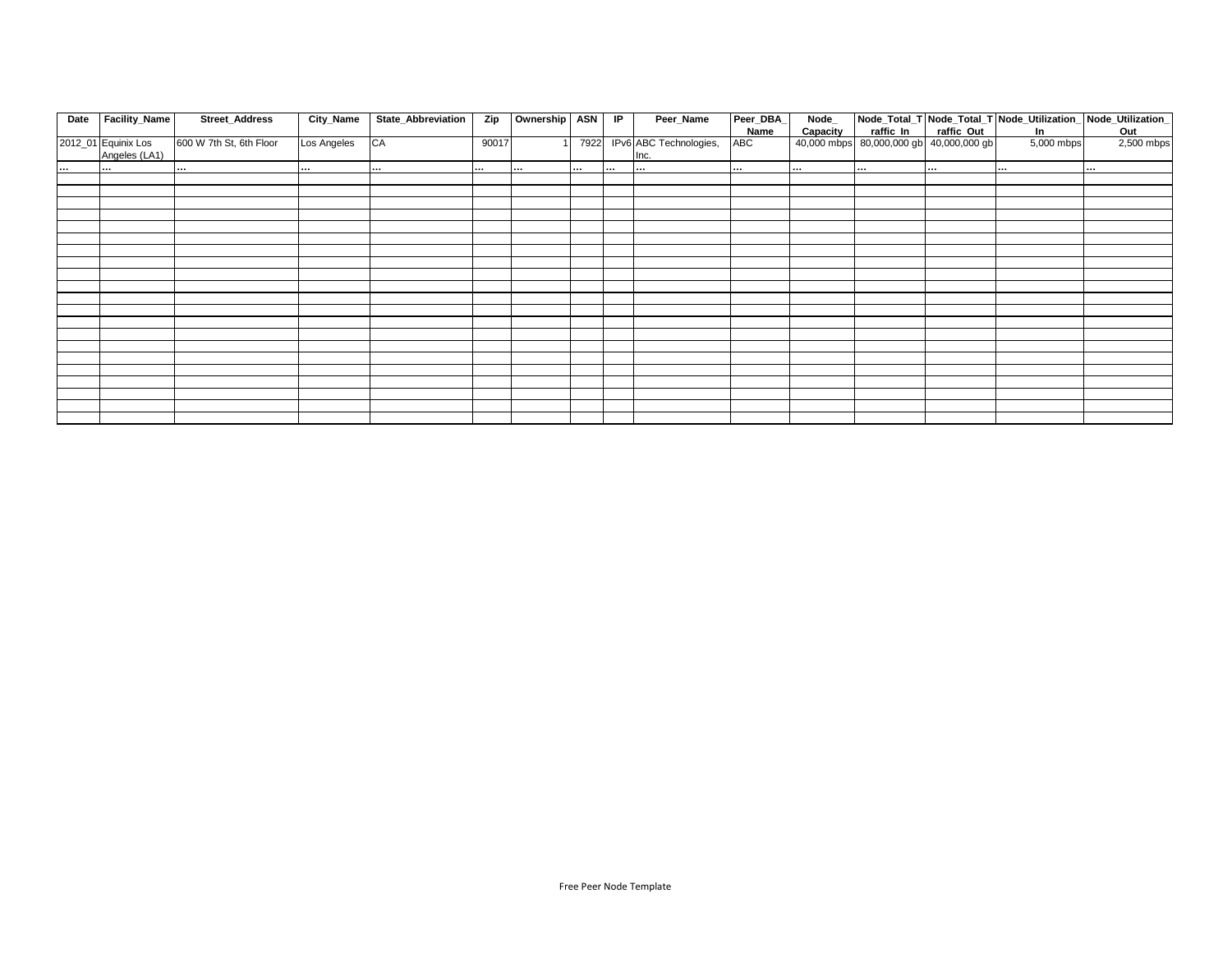| Date | Facility_Name | Street_Address | City_Name | State_Abbreviation | Zip | Ownership | ASN | IP | Peer_Name | Peer_DBA_Name | Node_Capacity | Node_Total_Traffic_In | Node_Total_Traffic_Out | Node_Utilization_In | Node_Utilization_Out |
|---|---|---|---|---|---|---|---|---|---|---|---|---|---|---|---|
| 2012_01 | Equinix Los Angeles (LA1) | 600 W 7th St, 6th Floor | Los Angeles | CA | 90017 | 1 | 7922 | IPv6 | ABC Technologies, Inc. | ABC | 40,000 mbps | 80,000,000 gb | 40,000,000 gb | 5,000 mbps | 2,500 mbps |
| ... | ... | ... | ... | ... | ... | ... | ... | ... | ... | ... | ... | ... | ... | ... | ... |
| | | | | | | | | | | | | | | | |
| | | | | | | | | | | | | | | | |
| | | | | | | | | | | | | | | | |
| | | | | | | | | | | | | | | | |
| | | | | | | | | | | | | | | | |
| | | | | | | | | | | | | | | | |
| | | | | | | | | | | | | | | | |
| | | | | | | | | | | | | | | | |
| | | | | | | | | | | | | | | | |
| | | | | | | | | | | | | | | | |
| | | | | | | | | | | | | | | | |
| | | | | | | | | | | | | | | | |
| | | | | | | | | | | | | | | | |
| | | | | | | | | | | | | | | | |
| | | | | | | | | | | | | | | | |
| | | | | | | | | | | | | | | | |
| | | | | | | | | | | | | | | | |
| | | | | | | | | | | | | | | | |
| | | | | | | | | | | | | | | | |
| | | | | | | | | | | | | | | | |

Free Peer Node Template